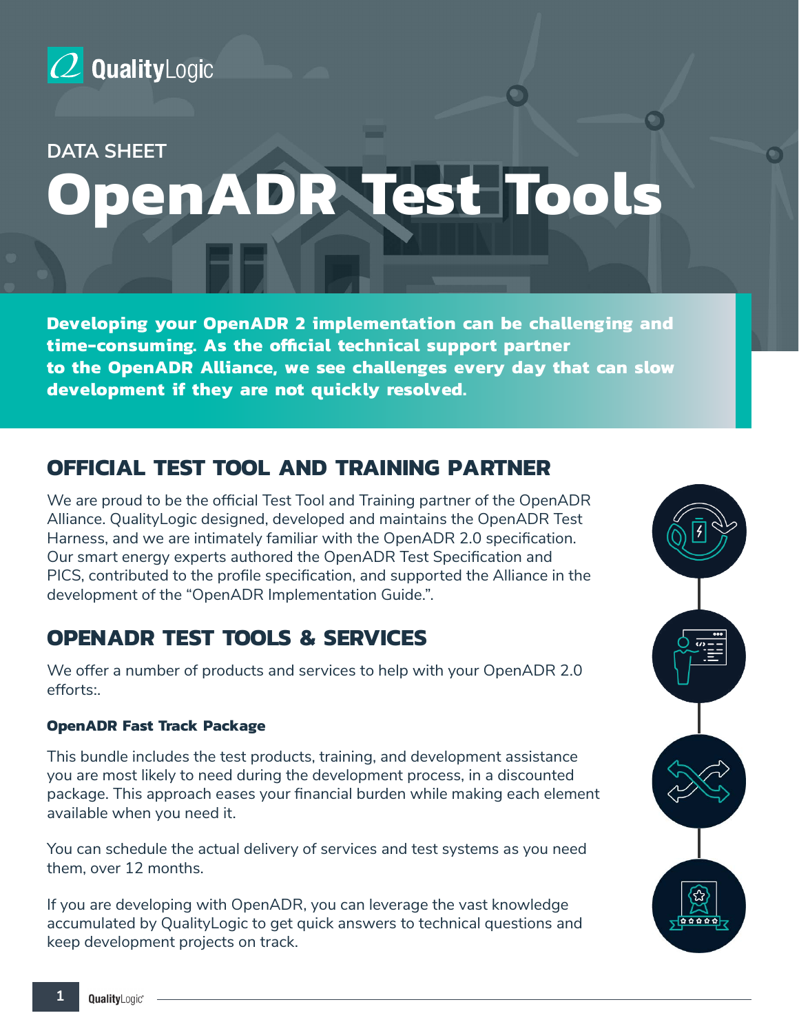DATA SHEET

# OpenADR Test Tools

**Developing your OpenADR 2 implementation can be challenging and time-consuming. As the official technical support partner to the OpenADR Alliance, we see challenges every day that can slow development if they are not quickly resolved.**

## OFFICIAL TEST TOOL AND TRAINING PARTNER

We are proud to be the official Test Tool and Training partner of the OpenADR Alliance. QualityLogic designed, developed and maintains the OpenADR Test Harness, and we are intimately familiar with the OpenADR 2.0 specification. Our smart energy experts authored the OpenADR Test Specification and PICS, contributed to the profile specification, and supported the Alliance in the development of the "OpenADR Implementation Guide.".

## OPENADR TEST TOOLS & SERVICES

We offer a number of products and services to help with your OpenADR 2.0 efforts:.

### OpenADR Fast Track Package

This bundle includes the test products, training, and development assistance you are most likely to need during the development process, in a discounted package. This approach eases your financial burden while making each element available when you need it.

You can schedule the actual delivery of services and test systems as you need them, over 12 months.

If you are developing with OpenADR, you can leverage the vast knowledge accumulated by QualityLogic to get quick answers to technical questions and keep development projects on track.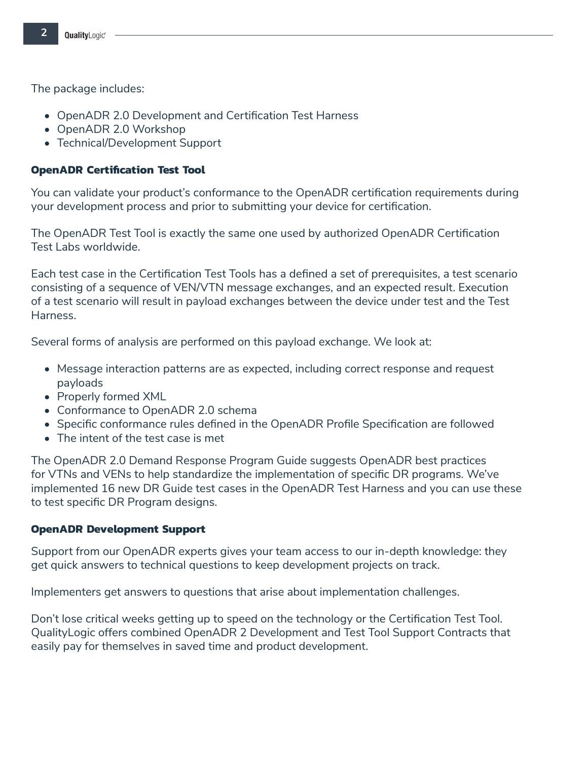The package includes:

- OpenADR 2.0 Development and Certification Test Harness
- OpenADR 2.0 Workshop
- Technical/Development Support

### OpenADR Certification Test Tool

You can validate your product's conformance to the OpenADR certification requirements during your development process and prior to submitting your device for certification.

The OpenADR Test Tool is exactly the same one used by authorized OpenADR Certification Test Labs worldwide.

Each test case in the Certification Test Tools has a defined a set of prerequisites, a test scenario consisting of a sequence of VEN/VTN message exchanges, and an expected result. Execution of a test scenario will result in payload exchanges between the device under test and the Test Harness.

Several forms of analysis are performed on this payload exchange. We look at:

- Message interaction patterns are as expected, including correct response and request payloads
- Properly formed XML
- Conformance to OpenADR 2.0 schema
- Specific conformance rules defined in the OpenADR Profile Specification are followed
- The intent of the test case is met

The OpenADR 2.0 Demand Response Program Guide suggests OpenADR best practices for VTNs and VENs to help standardize the implementation of specific DR programs. We've implemented 16 new DR Guide test cases in the OpenADR Test Harness and you can use these to test specific DR Program designs.

### OpenADR Development Support

Support from our OpenADR experts gives your team access to our in-depth knowledge: they get quick answers to technical questions to keep development projects on track.

Implementers get answers to questions that arise about implementation challenges.

Don't lose critical weeks getting up to speed on the technology or the Certification Test Tool. QualityLogic offers combined OpenADR 2 Development and Test Tool Support Contracts that easily pay for themselves in saved time and product development.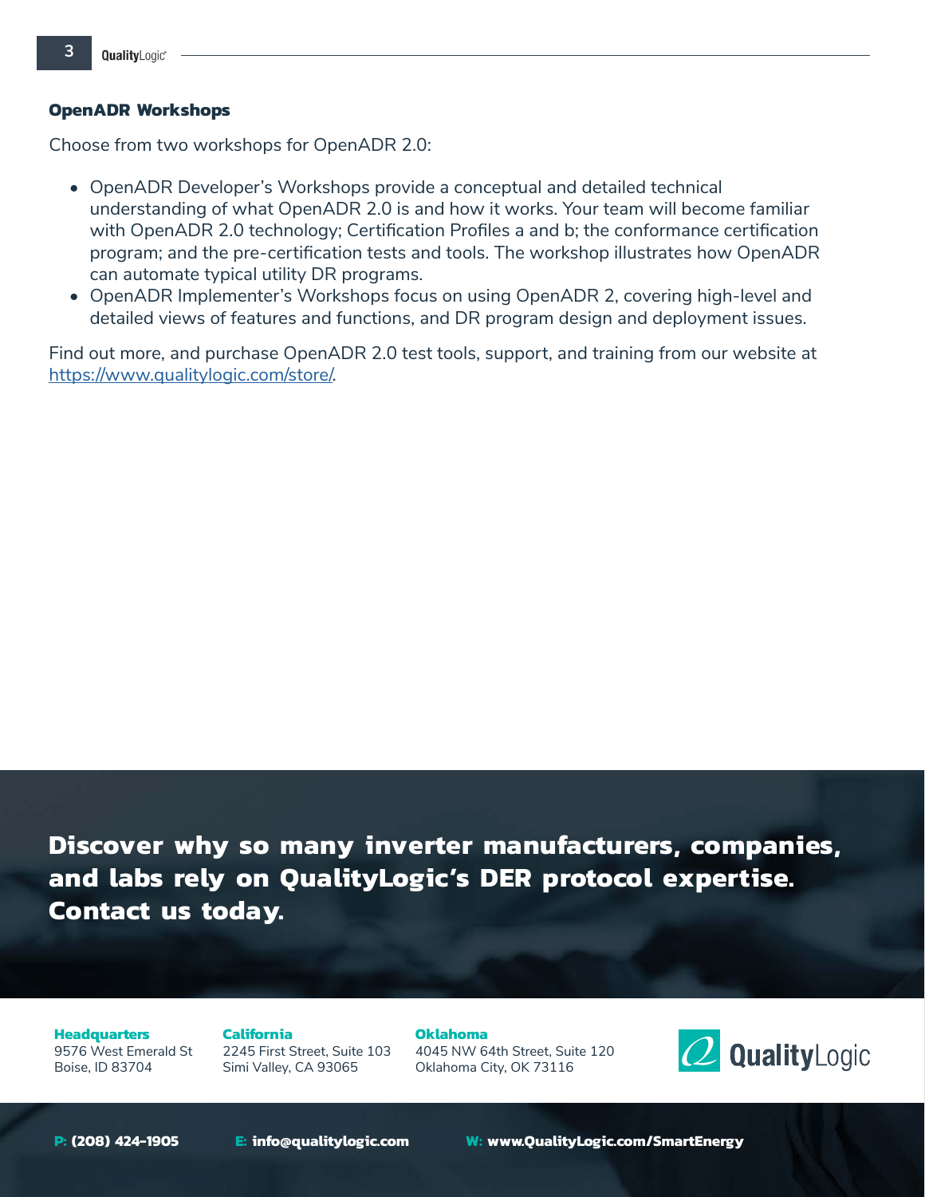### OpenADR Workshops

Choose from two workshops for OpenADR 2.0:

- OpenADR Developer's Workshops provide a conceptual and detailed technical understanding of what OpenADR 2.0 is and how it works. Your team will become familiar with OpenADR 2.0 technology; Certification Profiles a and b; the conformance certification program; and the pre-certification tests and tools. The workshop illustrates how OpenADR can automate typical utility DR programs.
- OpenADR Implementer's Workshops focus on using OpenADR 2, covering high-level and detailed views of features and functions, and DR program design and deployment issues.

Find out more, and purchase OpenADR 2.0 test tools, support, and training from our website at https://www.qualitylogic.com/store/.

**Discover why so many inverter manufacturers, companies, and labs rely on QualityLogic's DER protocol expertise. Contact us today.**

**Headquarters**
9576 West Emerald St
Boise, ID 83704

**California**
2245 First Street, Suite 103
Simi Valley, CA 93065

**Oklahoma**
4045 NW 64th Street, Suite 120
Oklahoma City, OK 73116

QualityLogic

**P:** (208) 424-1905 **E:** info@qualitylogic.com **W:** www.QualityLogic.com/SmartEnergy